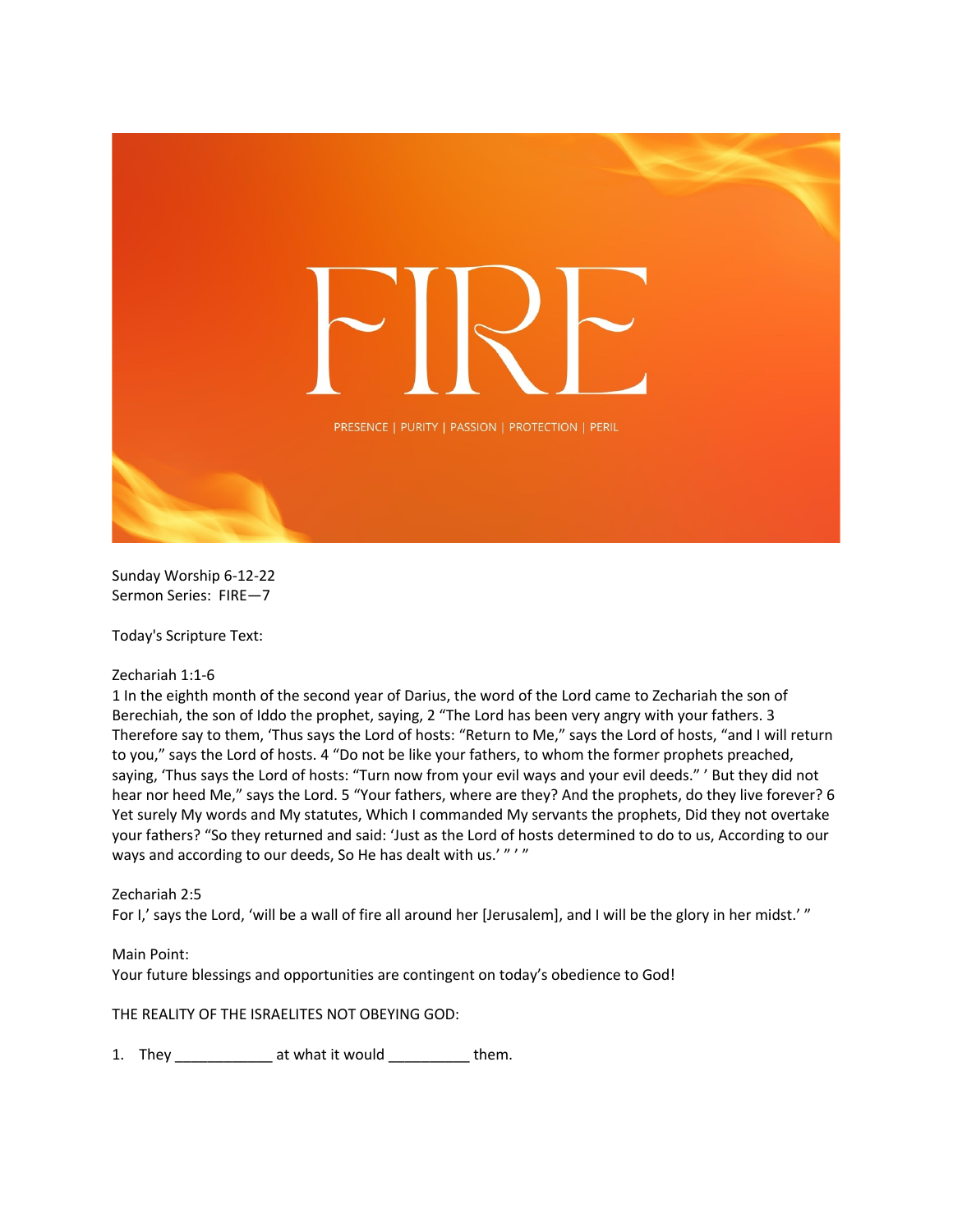# FIRE

PRESENCE | PURITY | PASSION | PROTECTION | PERIL

Sunday Worship 6-12-22
Sermon Series: FIRE—7

Today's Scripture Text:

Zechariah 1:1-6
1 In the eighth month of the second year of Darius, the word of the Lord came to Zechariah the son of Berechiah, the son of Iddo the prophet, saying, 2 "The Lord has been very angry with your fathers. 3 Therefore say to them, 'Thus says the Lord of hosts: "Return to Me," says the Lord of hosts, "and I will return to you," says the Lord of hosts. 4 "Do not be like your fathers, to whom the former prophets preached, saying, 'Thus says the Lord of hosts: "Turn now from your evil ways and your evil deeds." ' But they did not hear nor heed Me," says the Lord. 5 "Your fathers, where are they? And the prophets, do they live forever? 6 Yet surely My words and My statutes, Which I commanded My servants the prophets, Did they not overtake your fathers? "So they returned and said: 'Just as the Lord of hosts determined to do to us, According to our ways and according to our deeds, So He has dealt with us.' " ' "

Zechariah 2:5
For I,' says the Lord, 'will be a wall of fire all around her [Jerusalem], and I will be the glory in her midst.' "

Main Point:
Your future blessings and opportunities are contingent on today's obedience to God!

THE REALITY OF THE ISRAELITES NOT OBEYING GOD:

1. They ____________ at what it would __________ them.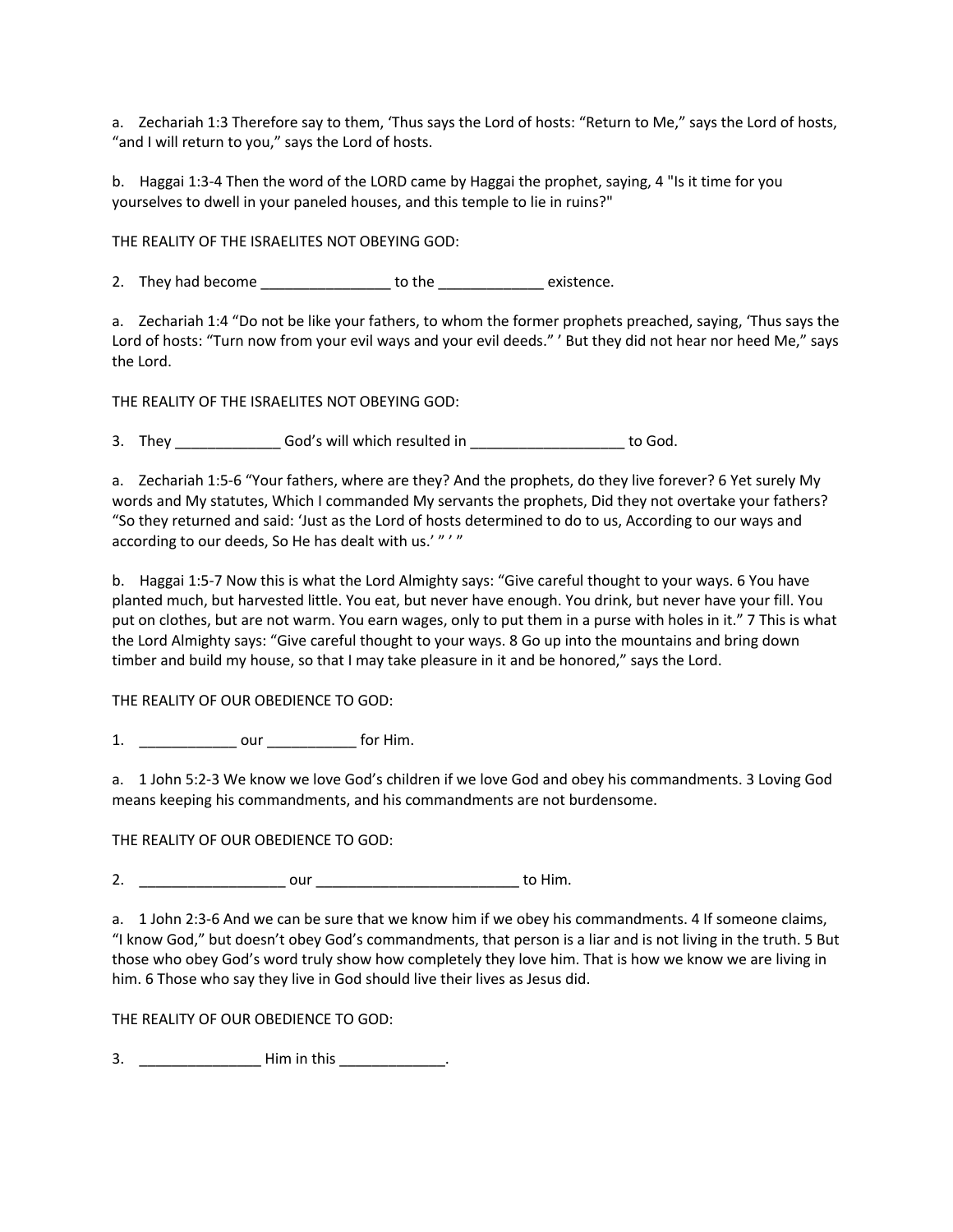a. Zechariah 1:3 Therefore say to them, 'Thus says the Lord of hosts: "Return to Me," says the Lord of hosts, "and I will return to you," says the Lord of hosts.

b. Haggai 1:3-4 Then the word of the LORD came by Haggai the prophet, saying, 4 "Is it time for you yourselves to dwell in your paneled houses, and this temple to lie in ruins?"

THE REALITY OF THE ISRAELITES NOT OBEYING GOD:

2. They had become ________________ to the _____________ existence.

a. Zechariah 1:4 "Do not be like your fathers, to whom the former prophets preached, saying, 'Thus says the Lord of hosts: "Turn now from your evil ways and your evil deeds." ' But they did not hear nor heed Me," says the Lord.

THE REALITY OF THE ISRAELITES NOT OBEYING GOD:

3. They _____________ God's will which resulted in ___________________ to God.

a. Zechariah 1:5-6 "Your fathers, where are they? And the prophets, do they live forever? 6 Yet surely My words and My statutes, Which I commanded My servants the prophets, Did they not overtake your fathers? "So they returned and said: 'Just as the Lord of hosts determined to do to us, According to our ways and according to our deeds, So He has dealt with us.' " ' "

b. Haggai 1:5-7 Now this is what the Lord Almighty says: "Give careful thought to your ways. 6 You have planted much, but harvested little. You eat, but never have enough. You drink, but never have your fill. You put on clothes, but are not warm. You earn wages, only to put them in a purse with holes in it." 7 This is what the Lord Almighty says: "Give careful thought to your ways. 8 Go up into the mountains and bring down timber and build my house, so that I may take pleasure in it and be honored," says the Lord.

THE REALITY OF OUR OBEDIENCE TO GOD:

1. ____________ our ___________ for Him.

a. 1 John 5:2-3 We know we love God's children if we love God and obey his commandments. 3 Loving God means keeping his commandments, and his commandments are not burdensome.

THE REALITY OF OUR OBEDIENCE TO GOD:

2. __________________ our _________________________ to Him.

a. 1 John 2:3-6 And we can be sure that we know him if we obey his commandments. 4 If someone claims, "I know God," but doesn't obey God's commandments, that person is a liar and is not living in the truth. 5 But those who obey God's word truly show how completely they love him. That is how we know we are living in him. 6 Those who say they live in God should live their lives as Jesus did.

THE REALITY OF OUR OBEDIENCE TO GOD:

3. _______________ Him in this _____________.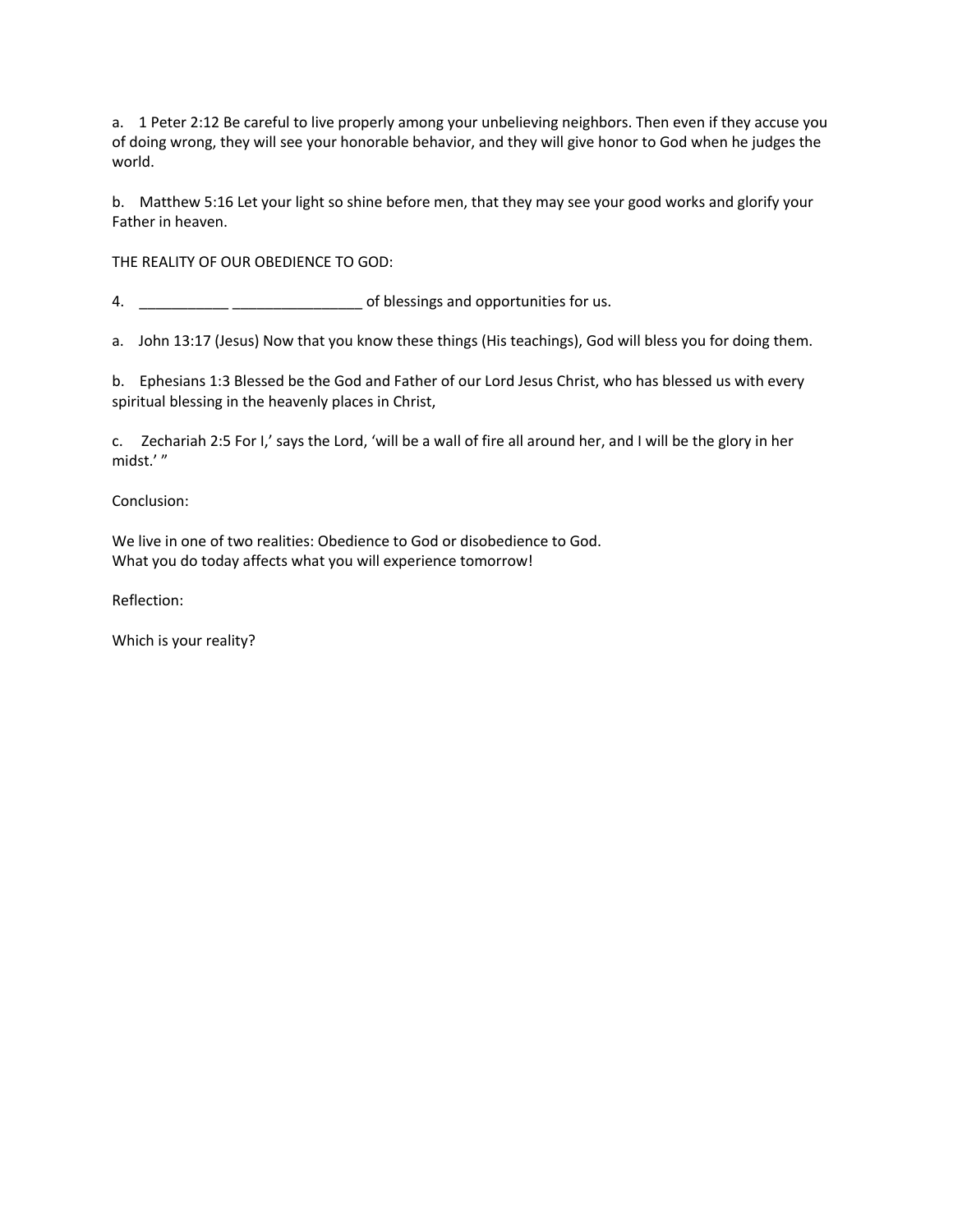a. 1 Peter 2:12 Be careful to live properly among your unbelieving neighbors. Then even if they accuse you of doing wrong, they will see your honorable behavior, and they will give honor to God when he judges the world.

b. Matthew 5:16 Let your light so shine before men, that they may see your good works and glorify your Father in heaven.

THE REALITY OF OUR OBEDIENCE TO GOD:

4. ___________ ________________ of blessings and opportunities for us.

a. John 13:17 (Jesus) Now that you know these things (His teachings), God will bless you for doing them.

b. Ephesians 1:3 Blessed be the God and Father of our Lord Jesus Christ, who has blessed us with every spiritual blessing in the heavenly places in Christ,

c. Zechariah 2:5 For I,' says the Lord, 'will be a wall of fire all around her, and I will be the glory in her midst.' "

Conclusion:

We live in one of two realities: Obedience to God or disobedience to God.
What you do today affects what you will experience tomorrow!

Reflection:

Which is your reality?